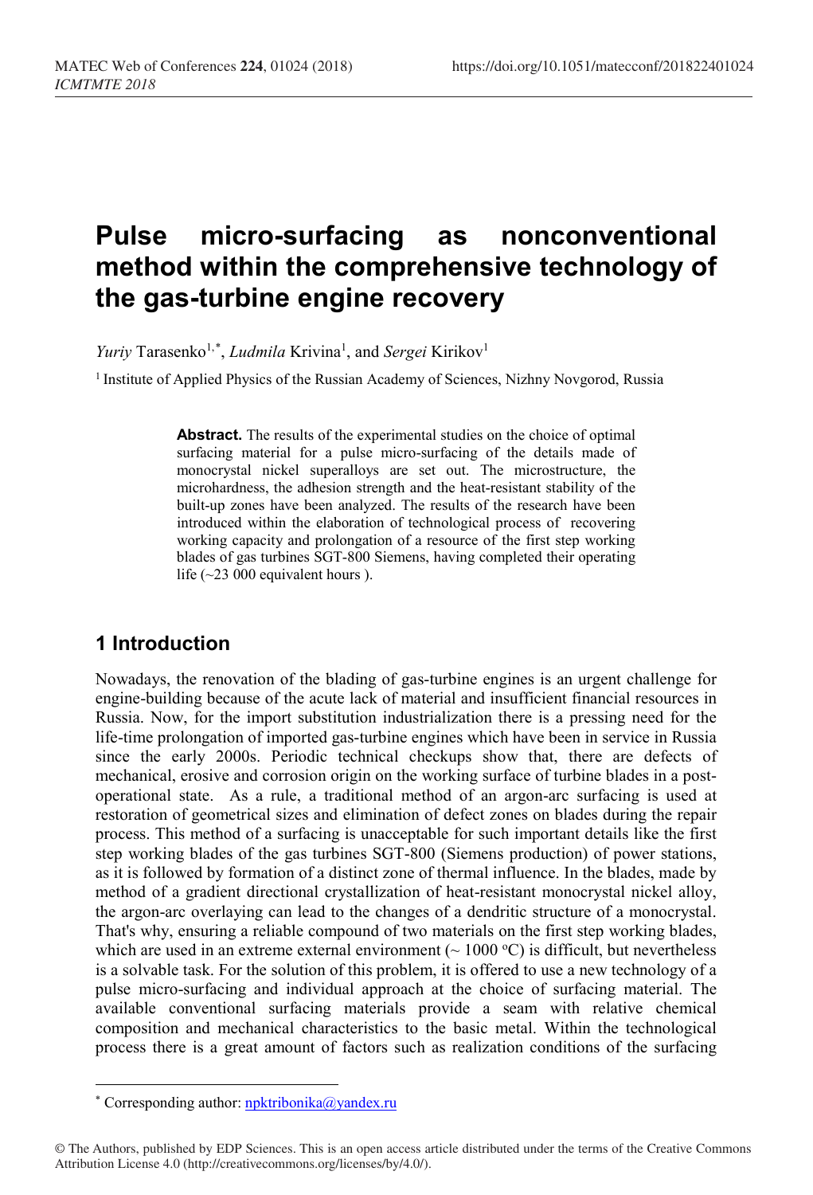# Pulse micro-surfacing as nonconventional method within the comprehensive technology of the gas-turbine engine recovery

*Yuriy* Tarasenko[1,*], *Ludmila* Krivina[1], and *Sergei* Kirikov[1]

[1] Institute of Applied Physics of the Russian Academy of Sciences, Nizhny Novgorod, Russia

**Abstract.** The results of the experimental studies on the choice of optimal surfacing material for a pulse micro-surfacing of the details made of monocrystal nickel superalloys are set out. The microstructure, the microhardness, the adhesion strength and the heat-resistant stability of the built-up zones have been analyzed. The results of the research have been introduced within the elaboration of technological process of recovering working capacity and prolongation of a resource of the first step working blades of gas turbines SGT-800 Siemens, having completed their operating life (~23 000 equivalent hours ).

## 1 Introduction

Nowadays, the renovation of the blading of gas-turbine engines is an urgent challenge for engine-building because of the acute lack of material and insufficient financial resources in Russia. Now, for the import substitution industrialization there is a pressing need for the life-time prolongation of imported gas-turbine engines which have been in service in Russia since the early 2000s. Periodic technical checkups show that, there are defects of mechanical, erosive and corrosion origin on the working surface of turbine blades in a post-operational state. As a rule, a traditional method of an argon-arc surfacing is used at restoration of geometrical sizes and elimination of defect zones on blades during the repair process. This method of a surfacing is unacceptable for such important details like the first step working blades of the gas turbines SGT-800 (Siemens production) of power stations, as it is followed by formation of a distinct zone of thermal influence. In the blades, made by method of a gradient directional crystallization of heat-resistant monocrystal nickel alloy, the argon-arc overlaying can lead to the changes of a dendritic structure of a monocrystal. That's why, ensuring a reliable compound of two materials on the first step working blades, which are used in an extreme external environment (~ 1000 °C) is difficult, but nevertheless is a solvable task. For the solution of this problem, it is offered to use a new technology of a pulse micro-surfacing and individual approach at the choice of surfacing material. The available conventional surfacing materials provide a seam with relative chemical composition and mechanical characteristics to the basic metal. Within the technological process there is a great amount of factors such as realization conditions of the surfacing

---

[*] Corresponding author: npktribonika@yandex.ru

© The Authors, published by EDP Sciences. This is an open access article distributed under the terms of the Creative Commons Attribution License 4.0 (http://creativecommons.org/licenses/by/4.0/).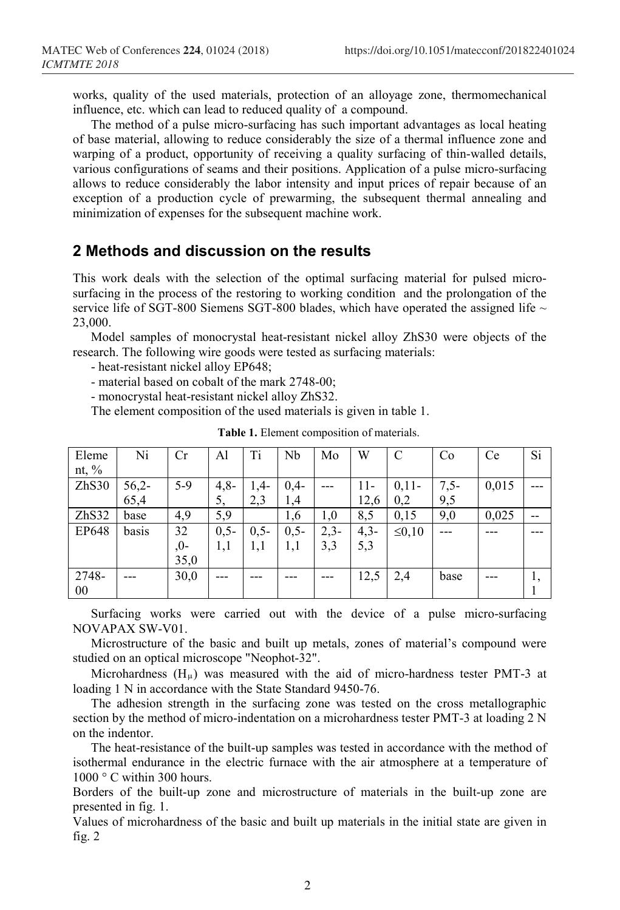works, quality of the used materials, protection of an alloyage zone, thermomechanical influence, etc. which can lead to reduced quality of a compound.

The method of a pulse micro-surfacing has such important advantages as local heating of base material, allowing to reduce considerably the size of a thermal influence zone and warping of a product, opportunity of receiving a quality surfacing of thin-walled details, various configurations of seams and their positions. Application of a pulse micro-surfacing allows to reduce considerably the labor intensity and input prices of repair because of an exception of a production cycle of prewarming, the subsequent thermal annealing and minimization of expenses for the subsequent machine work.

## 2 Methods and discussion on the results

This work deals with the selection of the optimal surfacing material for pulsed micro-surfacing in the process of the restoring to working condition and the prolongation of the service life of SGT-800 Siemens SGT-800 blades, which have operated the assigned life ~ 23,000.

Model samples of monocrystal heat-resistant nickel alloy ZhS30 were objects of the research. The following wire goods were tested as surfacing materials:

- heat-resistant nickel alloy EP648;
- material based on cobalt of the mark 2748-00;
- monocrystal heat-resistant nickel alloy ZhS32.

The element composition of the used materials is given in table 1.

**Table 1.** Element composition of materials.

| Element, % | Ni | Cr | Al | Ti | Nb | Mo | W | C | Co | Ce | Si |
|---|---|---|---|---|---|---|---|---|---|---|---|
| ZhS30 | 56,2-65,4 | 5-9 | 4,8-5, | 1,4-2,3 | 0,4-1,4 | --- | 11-12,6 | 0,11-0,2 | 7,5-9,5 | 0,015 | --- |
| ZhS32 | base | 4,9 | 5,9 | | 1,6 | 1,0 | 8,5 | 0,15 | 9,0 | 0,025 | -- |
| EP648 | basis | 32,0-35,0 | 0,5-1,1 | 0,5-1,1 | 0,5-1,1 | 2,3-3,3 | 4,3-5,3 | ≤0,10 | --- | --- | --- |
| 2748-00 | --- | 30,0 | --- | --- | --- | --- | 12,5 | 2,4 | base | --- | 1,1 |

Surfacing works were carried out with the device of a pulse micro-surfacing NOVAPAX SW-V01.

Microstructure of the basic and built up metals, zones of material's compound were studied on an optical microscope "Neophot-32".

Microhardness ($H_\mu$) was measured with the aid of micro-hardness tester PMT-3 at loading 1 N in accordance with the State Standard 9450-76.

The adhesion strength in the surfacing zone was tested on the cross metallographic section by the method of micro-indentation on a microhardness tester PMT-3 at loading 2 N on the indentor.

The heat-resistance of the built-up samples was tested in accordance with the method of isothermal endurance in the electric furnace with the air atmosphere at a temperature of 1000 ° C within 300 hours.

Borders of the built-up zone and microstructure of materials in the built-up zone are presented in fig. 1.

Values of microhardness of the basic and built up materials in the initial state are given in fig. 2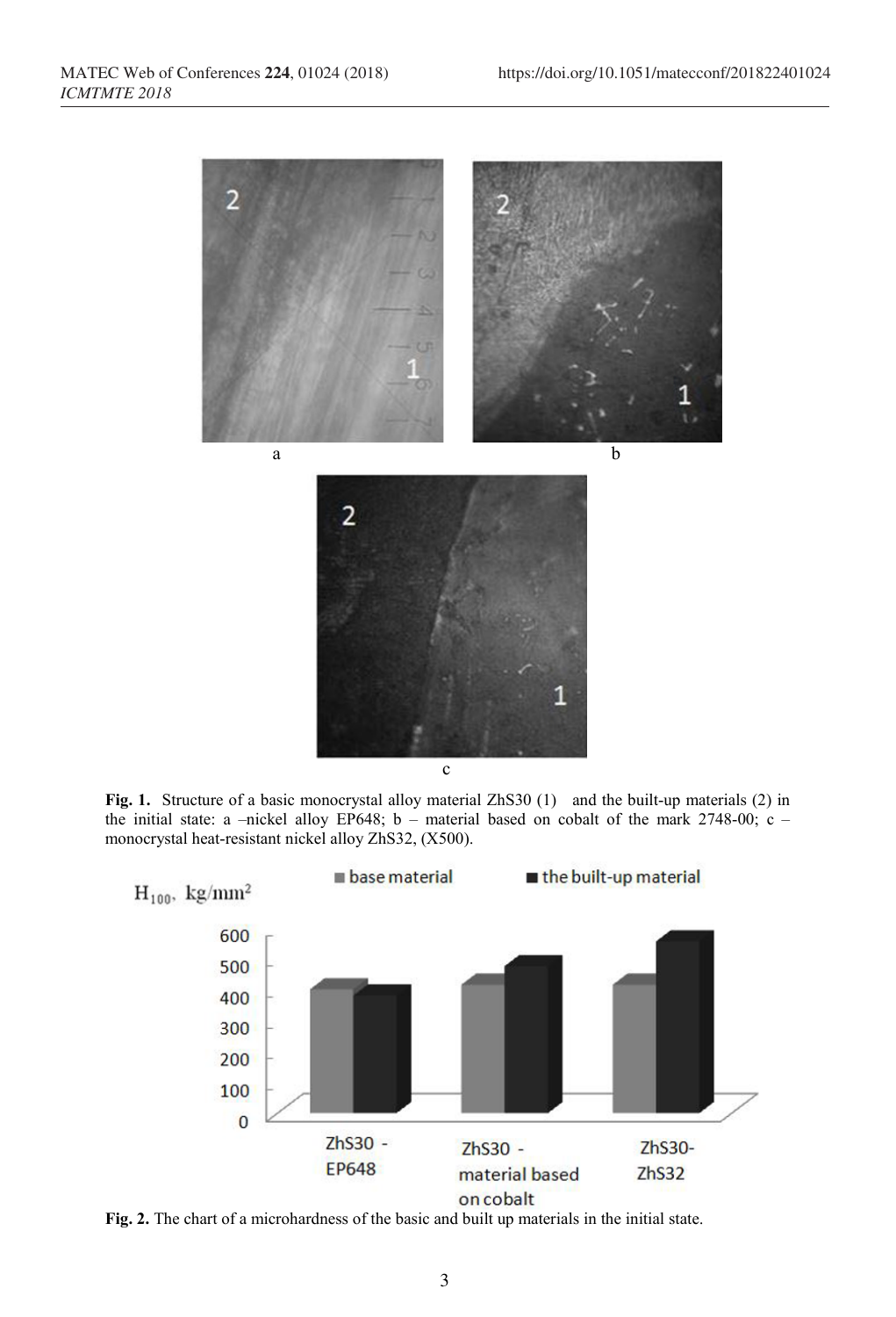**Fig. 1.** Structure of a basic monocrystal alloy material ZhS30 (1) and the built-up materials (2) in the initial state: a –nickel alloy EP648; b – material based on cobalt of the mark 2748-00; c – monocrystal heat-resistant nickel alloy ZhS32, (X500).

**Fig. 2.** The chart of a microhardness of the basic and built up materials in the initial state.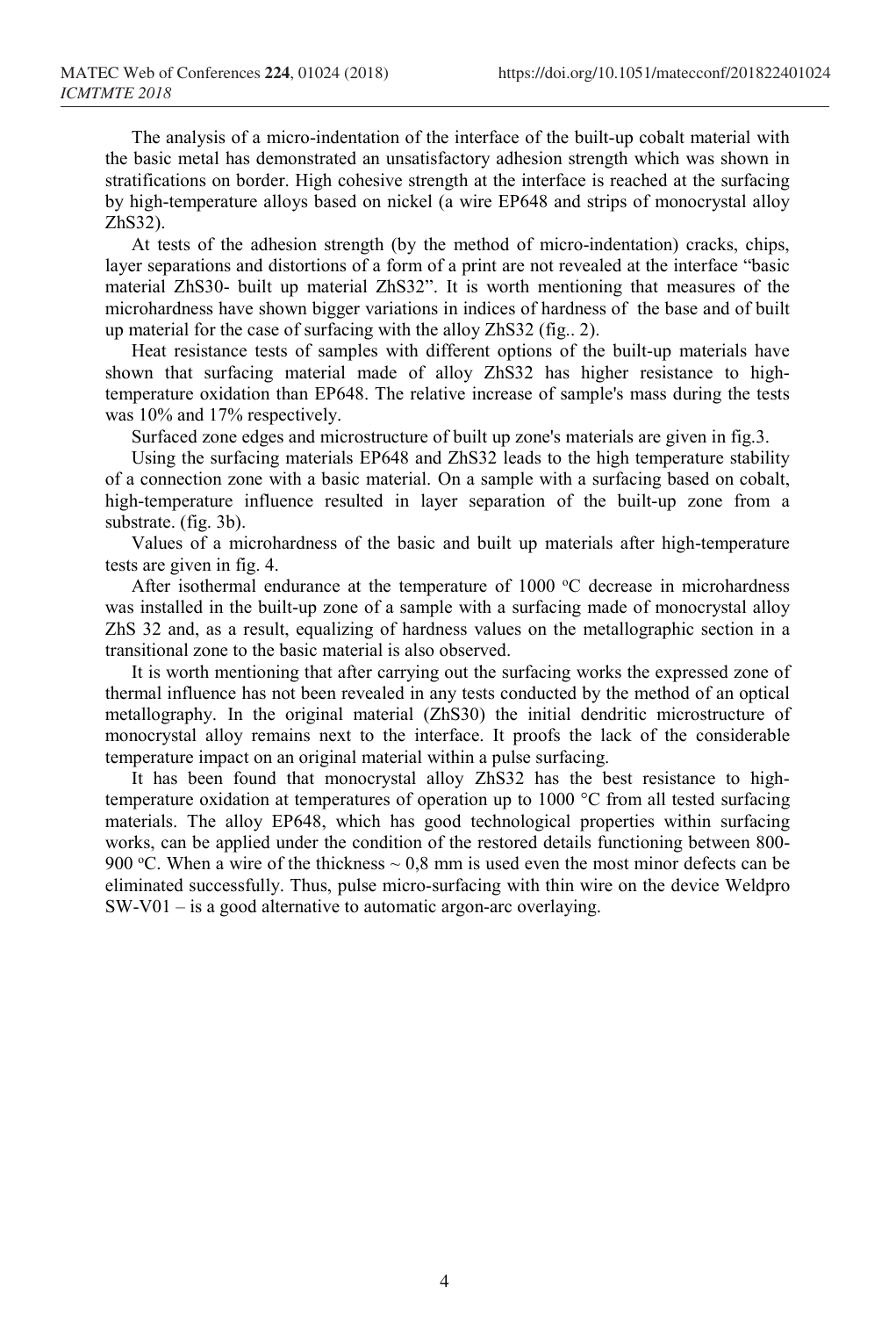The analysis of a micro-indentation of the interface of the built-up cobalt material with the basic metal has demonstrated an unsatisfactory adhesion strength which was shown in stratifications on border. High cohesive strength at the interface is reached at the surfacing by high-temperature alloys based on nickel (a wire EP648 and strips of monocrystal alloy ZhS32).

At tests of the adhesion strength (by the method of micro-indentation) cracks, chips, layer separations and distortions of a form of a print are not revealed at the interface "basic material ZhS30- built up material ZhS32". It is worth mentioning that measures of the microhardness have shown bigger variations in indices of hardness of the base and of built up material for the case of surfacing with the alloy ZhS32 (fig.. 2).

Heat resistance tests of samples with different options of the built-up materials have shown that surfacing material made of alloy ZhS32 has higher resistance to high-temperature oxidation than EP648. The relative increase of sample's mass during the tests was 10% and 17% respectively.

Surfaced zone edges and microstructure of built up zone's materials are given in fig.3.

Using the surfacing materials EP648 and ZhS32 leads to the high temperature stability of a connection zone with a basic material. On a sample with a surfacing based on cobalt, high-temperature influence resulted in layer separation of the built-up zone from a substrate. (fig. 3b).

Values of a microhardness of the basic and built up materials after high-temperature tests are given in fig. 4.

After isothermal endurance at the temperature of 1000 °C decrease in microhardness was installed in the built-up zone of a sample with a surfacing made of monocrystal alloy ZhS 32 and, as a result, equalizing of hardness values on the metallographic section in a transitional zone to the basic material is also observed.

It is worth mentioning that after carrying out the surfacing works the expressed zone of thermal influence has not been revealed in any tests conducted by the method of an optical metallography. In the original material (ZhS30) the initial dendritic microstructure of monocrystal alloy remains next to the interface. It proofs the lack of the considerable temperature impact on an original material within a pulse surfacing.

It has been found that monocrystal alloy ZhS32 has the best resistance to high-temperature oxidation at temperatures of operation up to 1000 °C from all tested surfacing materials. The alloy EP648, which has good technological properties within surfacing works, can be applied under the condition of the restored details functioning between 800-900 °C. When a wire of the thickness ~ 0,8 mm is used even the most minor defects can be eliminated successfully. Thus, pulse micro-surfacing with thin wire on the device Weldpro SW-V01 – is a good alternative to automatic argon-arc overlaying.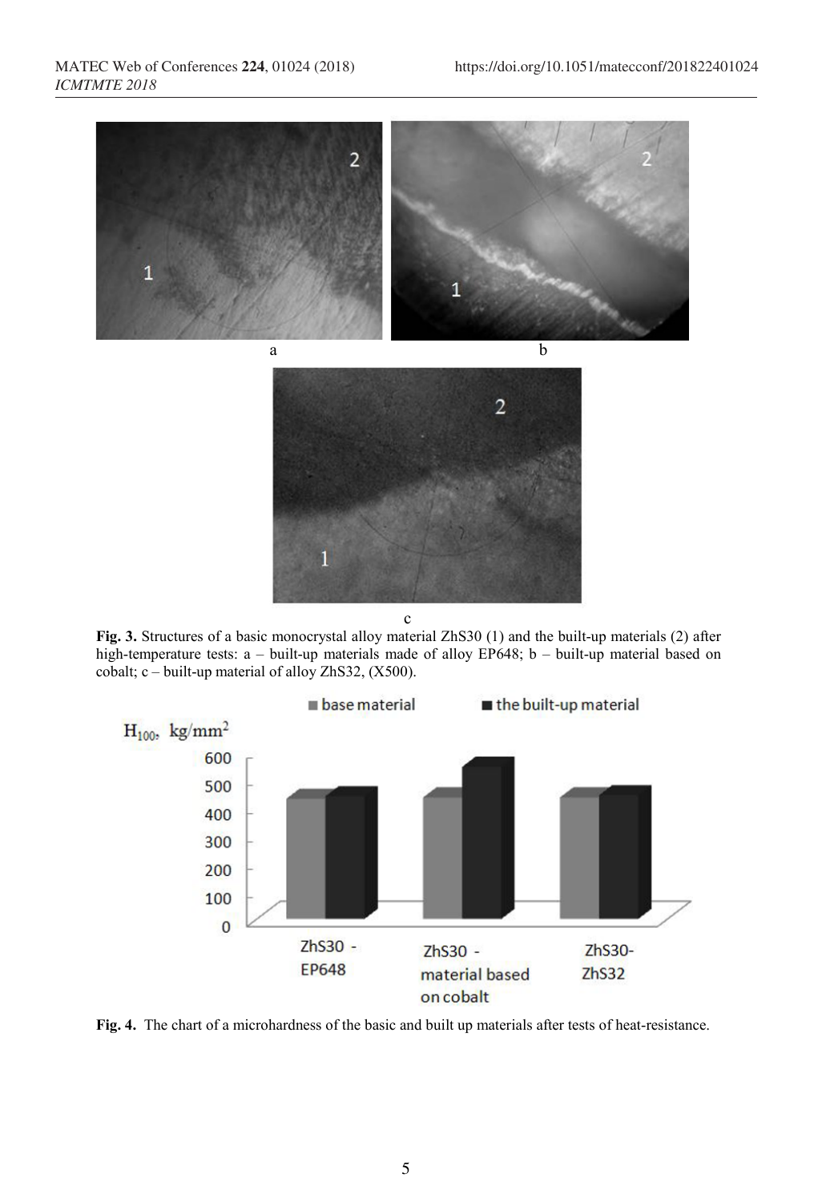**Fig. 3.** Structures of a basic monocrystal alloy material ZhS30 (1) and the built-up materials (2) after high-temperature tests: a – built-up materials made of alloy EP648; b – built-up material based on cobalt; c – built-up material of alloy ZhS32, (X500).

**Fig. 4.** The chart of a microhardness of the basic and built up materials after tests of heat-resistance.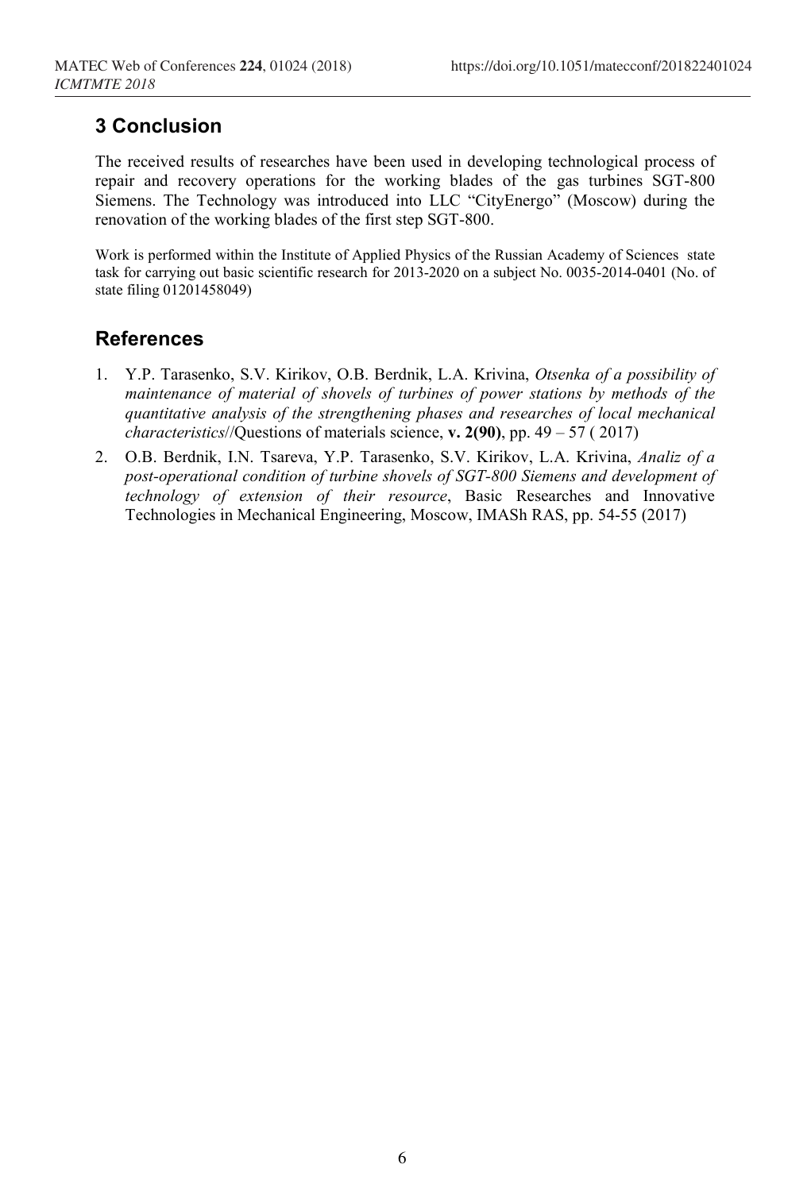## 3 Conclusion

The received results of researches have been used in developing technological process of repair and recovery operations for the working blades of the gas turbines SGT-800 Siemens. The Technology was introduced into LLC "CityEnergo" (Moscow) during the renovation of the working blades of the first step SGT-800.

Work is performed within the Institute of Applied Physics of the Russian Academy of Sciences state task for carrying out basic scientific research for 2013-2020 on a subject No. 0035-2014-0401 (No. of state filing 01201458049)

## References

1. Y.P. Tarasenko, S.V. Kirikov, O.B. Berdnik, L.A. Krivina, *Otsenka of a possibility of maintenance of material of shovels of turbines of power stations by methods of the quantitative analysis of the strengthening phases and researches of local mechanical characteristics*//Questions of materials science, **v. 2(90)**, pp. 49 – 57 ( 2017)
2. O.B. Berdnik, I.N. Tsareva, Y.P. Tarasenko, S.V. Kirikov, L.A. Krivina, *Analiz of a post-operational condition of turbine shovels of SGT-800 Siemens and development of technology of extension of their resource*, Basic Researches and Innovative Technologies in Mechanical Engineering, Moscow, IMASh RAS, pp. 54-55 (2017)